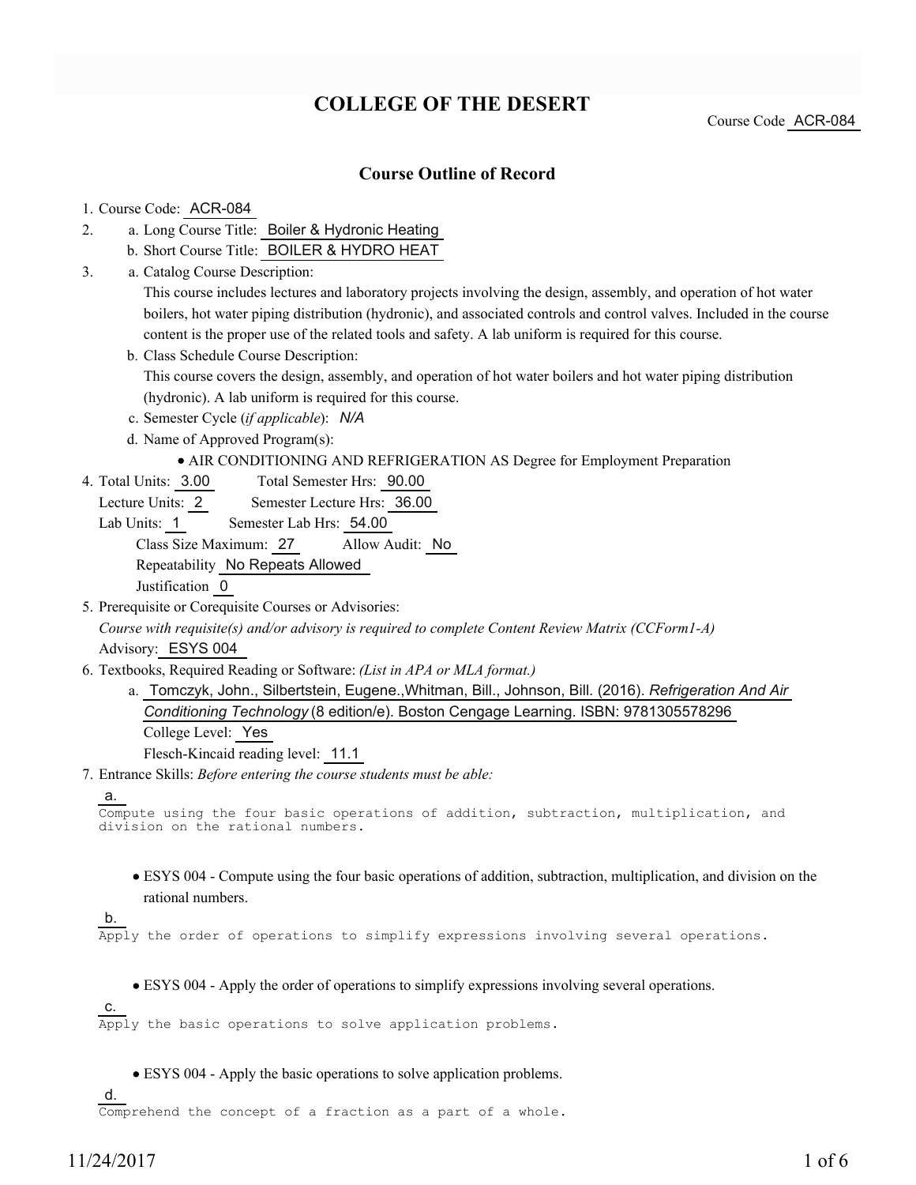# COLLEGE OF THE DESERT

Course Code ACR-084

## Course Outline of Record

1. Course Code: ACR-084
2. a. Long Course Title: Boiler & Hydronic Heating
   b. Short Course Title: BOILER & HYDRO HEAT
3. a. Catalog Course Description:
   This course includes lectures and laboratory projects involving the design, assembly, and operation of hot water boilers, hot water piping distribution (hydronic), and associated controls and control valves. Included in the course content is the proper use of the related tools and safety. A lab uniform is required for this course.
   b. Class Schedule Course Description:
   This course covers the design, assembly, and operation of hot water boilers and hot water piping distribution (hydronic). A lab uniform is required for this course.
   c. Semester Cycle (*if applicable*): *N/A*
   d. Name of Approved Program(s):
      - AIR CONDITIONING AND REFRIGERATION AS Degree for Employment Preparation
4. Total Units: 3.00 Total Semester Hrs: 90.00
   Lecture Units: 2 Semester Lecture Hrs: 36.00
   Lab Units: 1 Semester Lab Hrs: 54.00
   Class Size Maximum: 27 Allow Audit: No
   Repeatability No Repeats Allowed
   Justification 0
5. Prerequisite or Corequisite Courses or Advisories:
   *Course with requisite(s) and/or advisory is required to complete Content Review Matrix (CCForm1-A)*
   Advisory: ESYS 004
6. Textbooks, Required Reading or Software: *(List in APA or MLA format.)*
   a. Tomczyk, John., Silbertstein, Eugene.,Whitman, Bill., Johnson, Bill. (2016). *Refrigeration And Air Conditioning Technology* (8 edition/e). Boston Cengage Learning. ISBN: 9781305578296
      College Level: Yes
      Flesch-Kincaid reading level: 11.1
7. Entrance Skills: *Before entering the course students must be able:*

   a. Compute using the four basic operations of addition, subtraction, multiplication, and division on the rational numbers.
      - ESYS 004 - Compute using the four basic operations of addition, subtraction, multiplication, and division on the rational numbers.

   b. Apply the order of operations to simplify expressions involving several operations.
      - ESYS 004 - Apply the order of operations to simplify expressions involving several operations.

   c. Apply the basic operations to solve application problems.
      - ESYS 004 - Apply the basic operations to solve application problems.

   d. Comprehend the concept of a fraction as a part of a whole.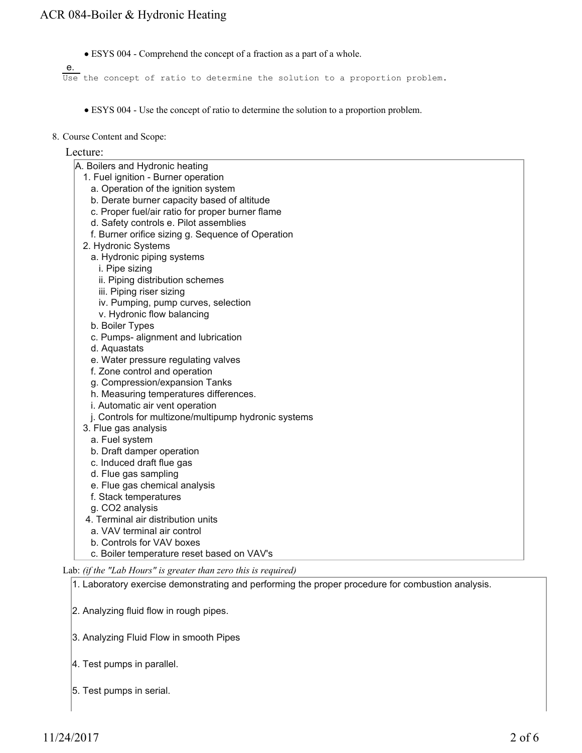- ESYS 004 - Comprehend the concept of a fraction as a part of a whole.

e.

```
Use the concept of ratio to determine the solution to a proportion problem.
```

- ESYS 004 - Use the concept of ratio to determine the solution to a proportion problem.

8. Course Content and Scope:

Lecture:

A. Boilers and Hydronic heating
  1. Fuel ignition - Burner operation
    a. Operation of the ignition system
    b. Derate burner capacity based of altitude
    c. Proper fuel/air ratio for proper burner flame
    d. Safety controls e. Pilot assemblies
    f. Burner orifice sizing g. Sequence of Operation
  2. Hydronic Systems
    a. Hydronic piping systems
      i. Pipe sizing
      ii. Piping distribution schemes
      iii. Piping riser sizing
      iv. Pumping, pump curves, selection
      v. Hydronic flow balancing
    b. Boiler Types
    c. Pumps- alignment and lubrication
    d. Aquastats
    e. Water pressure regulating valves
    f. Zone control and operation
    g. Compression/expansion Tanks
    h. Measuring temperatures differences.
    i. Automatic air vent operation
    j. Controls for multizone/multipump hydronic systems
  3. Flue gas analysis
    a. Fuel system
    b. Draft damper operation
    c. Induced draft flue gas
    d. Flue gas sampling
    e. Flue gas chemical analysis
    f. Stack temperatures
    g. $CO_2$ analysis
  4. Terminal air distribution units
    a. VAV terminal air control
    b. Controls for VAV boxes
    c. Boiler temperature reset based on VAV's

Lab: *(if the "Lab Hours" is greater than zero this is required)*

1. Laboratory exercise demonstrating and performing the proper procedure for combustion analysis.

2. Analyzing fluid flow in rough pipes.

3. Analyzing Fluid Flow in smooth Pipes

4. Test pumps in parallel.

5. Test pumps in serial.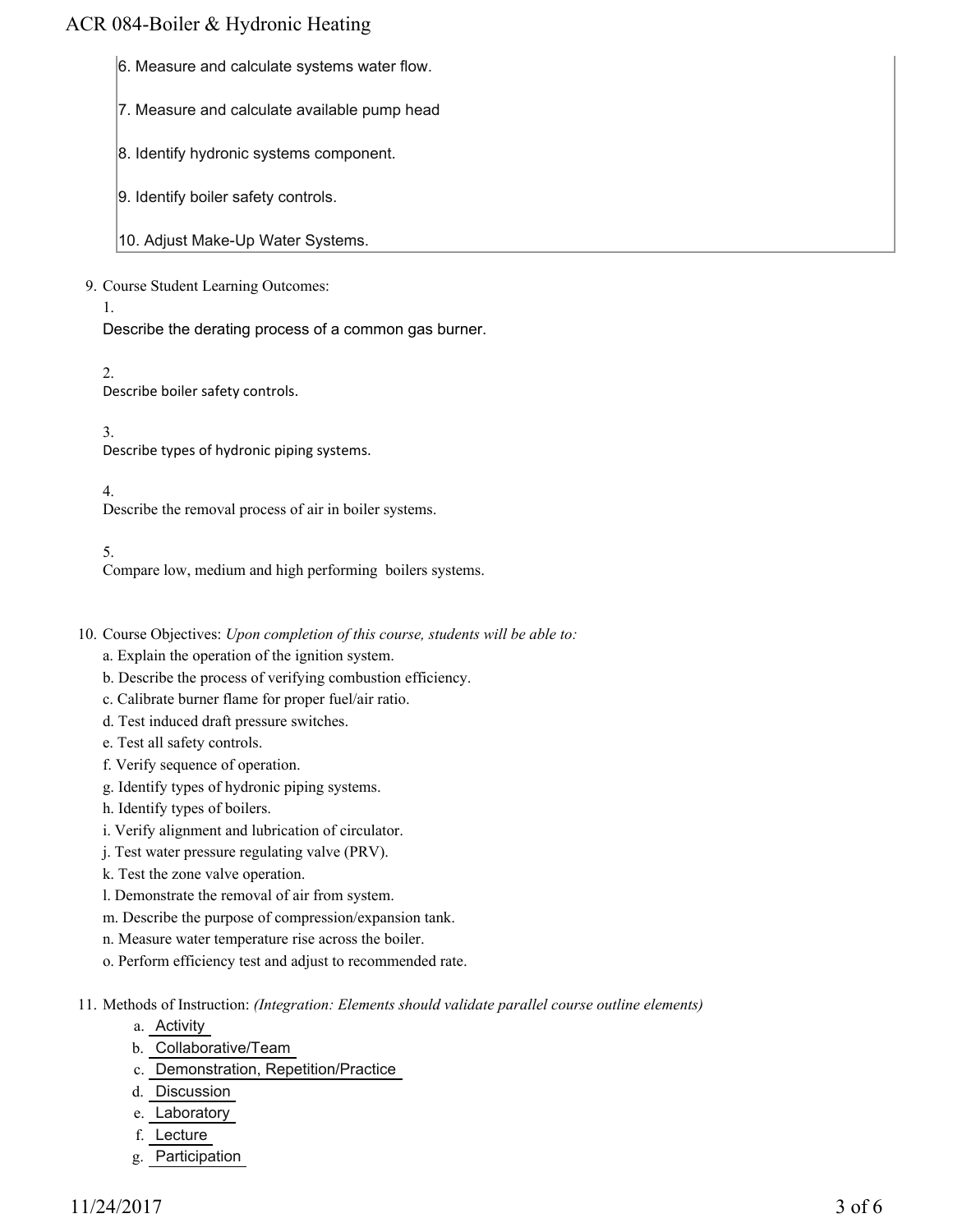6. Measure and calculate systems water flow.

7. Measure and calculate available pump head

8. Identify hydronic systems component.

9. Identify boiler safety controls.

10. Adjust Make-Up Water Systems.

9. Course Student Learning Outcomes:

   1. Describe the derating process of a common gas burner.

   2. Describe boiler safety controls.

   3. Describe types of hydronic piping systems.

   4. Describe the removal process of air in boiler systems.

   5. Compare low, medium and high performing boilers systems.

10. Course Objectives: *Upon completion of this course, students will be able to:*

    a. Explain the operation of the ignition system.
    b. Describe the process of verifying combustion efficiency.
    c. Calibrate burner flame for proper fuel/air ratio.
    d. Test induced draft pressure switches.
    e. Test all safety controls.
    f. Verify sequence of operation.
    g. Identify types of hydronic piping systems.
    h. Identify types of boilers.
    i. Verify alignment and lubrication of circulator.
    j. Test water pressure regulating valve (PRV).
    k. Test the zone valve operation.
    l. Demonstrate the removal of air from system.
    m. Describe the purpose of compression/expansion tank.
    n. Measure water temperature rise across the boiler.
    o. Perform efficiency test and adjust to recommended rate.

11. Methods of Instruction: *(Integration: Elements should validate parallel course outline elements)*

    a. Activity
    b. Collaborative/Team
    c. Demonstration, Repetition/Practice
    d. Discussion
    e. Laboratory
    f. Lecture
    g. Participation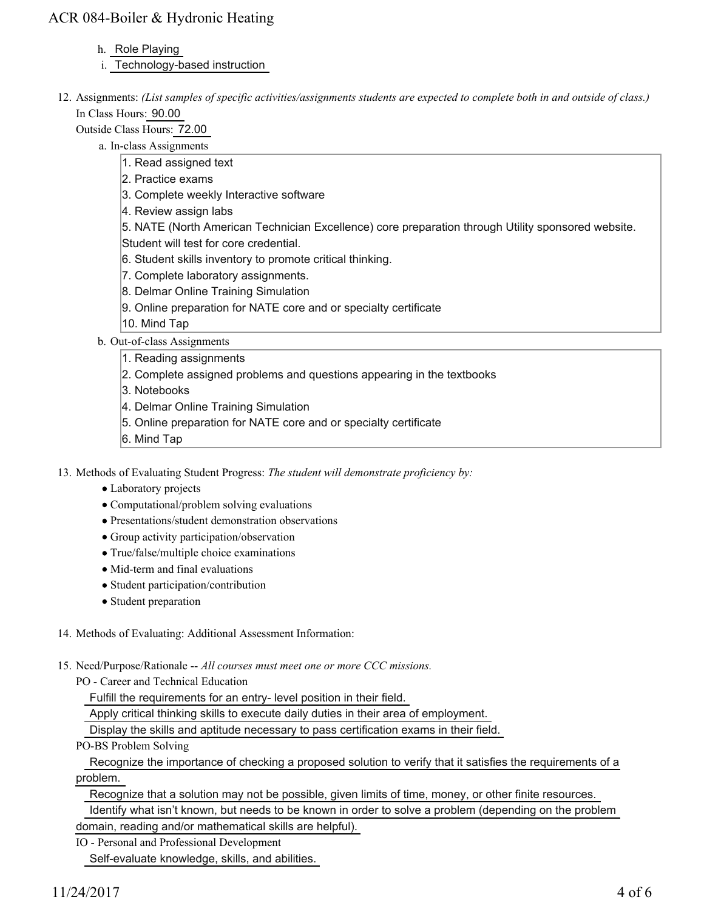h. Role Playing
i. Technology-based instruction

12. Assignments: *(List samples of specific activities/assignments students are expected to complete both in and outside of class.)*

In Class Hours: 90.00

Outside Class Hours: 72.00

a. In-class Assignments

1. Read assigned text
2. Practice exams
3. Complete weekly Interactive software
4. Review assign labs
5. NATE (North American Technician Excellence) core preparation through Utility sponsored website. Student will test for core credential.
6. Student skills inventory to promote critical thinking.
7. Complete laboratory assignments.
8. Delmar Online Training Simulation
9. Online preparation for NATE core and or specialty certificate
10. Mind Tap

b. Out-of-class Assignments

1. Reading assignments
2. Complete assigned problems and questions appearing in the textbooks
3. Notebooks
4. Delmar Online Training Simulation
5. Online preparation for NATE core and or specialty certificate
6. Mind Tap

13. Methods of Evaluating Student Progress: *The student will demonstrate proficiency by:*

- Laboratory projects
- Computational/problem solving evaluations
- Presentations/student demonstration observations
- Group activity participation/observation
- True/false/multiple choice examinations
- Mid-term and final evaluations
- Student participation/contribution
- Student preparation

14. Methods of Evaluating: Additional Assessment Information:

15. Need/Purpose/Rationale -- *All courses must meet one or more CCC missions.*

PO - Career and Technical Education

Fulfill the requirements for an entry- level position in their field.

Apply critical thinking skills to execute daily duties in their area of employment.

Display the skills and aptitude necessary to pass certification exams in their field.

PO-BS Problem Solving

Recognize the importance of checking a proposed solution to verify that it satisfies the requirements of a problem.

Recognize that a solution may not be possible, given limits of time, money, or other finite resources.

Identify what isn't known, but needs to be known in order to solve a problem (depending on the problem domain, reading and/or mathematical skills are helpful).

IO - Personal and Professional Development

Self-evaluate knowledge, skills, and abilities.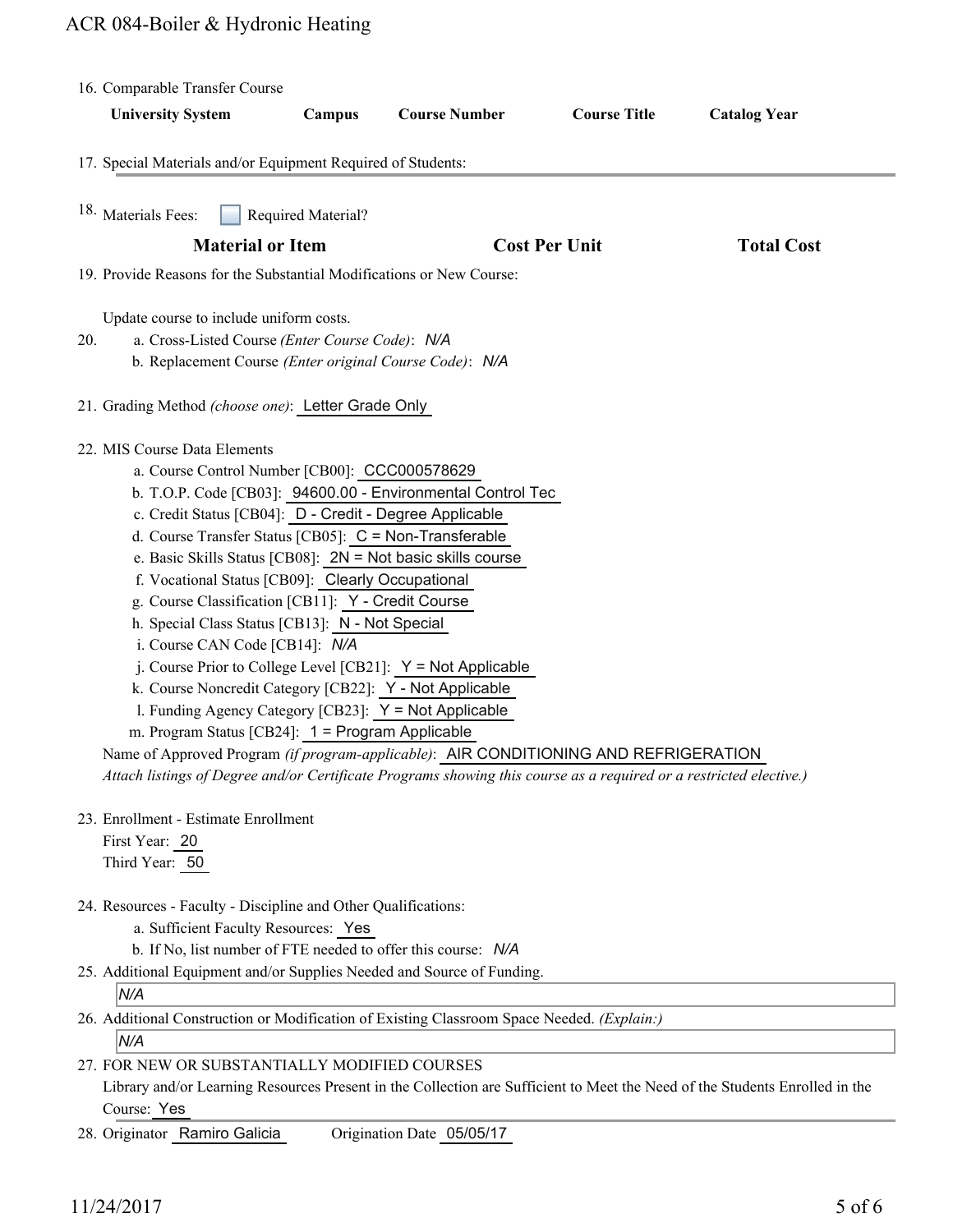16. Comparable Transfer Course

| University System | Campus | Course Number | Course Title | Catalog Year |
|---|---|---|---|---|

17. Special Materials and/or Equipment Required of Students:

18. Materials Fees: ☐ Required Material?

| Material or Item | Cost Per Unit | Total Cost |
|---|---|---|

19. Provide Reasons for the Substantial Modifications or New Course:

    Update course to include uniform costs.

20. a. Cross-Listed Course *(Enter Course Code)*: *N/A*
    b. Replacement Course *(Enter original Course Code)*: *N/A*

21. Grading Method *(choose one)*: Letter Grade Only

22. MIS Course Data Elements
    a. Course Control Number [CB00]: CCC000578629
    b. T.O.P. Code [CB03]: 94600.00 - Environmental Control Tec
    c. Credit Status [CB04]: D - Credit - Degree Applicable
    d. Course Transfer Status [CB05]: C = Non-Transferable
    e. Basic Skills Status [CB08]: 2N = Not basic skills course
    f. Vocational Status [CB09]: Clearly Occupational
    g. Course Classification [CB11]: Y - Credit Course
    h. Special Class Status [CB13]: N - Not Special
    i. Course CAN Code [CB14]: *N/A*
    j. Course Prior to College Level [CB21]: Y = Not Applicable
    k. Course Noncredit Category [CB22]: Y - Not Applicable
    l. Funding Agency Category [CB23]: Y = Not Applicable
    m. Program Status [CB24]: 1 = Program Applicable

    Name of Approved Program *(if program-applicable)*: AIR CONDITIONING AND REFRIGERATION

    *Attach listings of Degree and/or Certificate Programs showing this course as a required or a restricted elective.)*

23. Enrollment - Estimate Enrollment
    First Year: 20
    Third Year: 50

24. Resources - Faculty - Discipline and Other Qualifications:
    a. Sufficient Faculty Resources: Yes
    b. If No, list number of FTE needed to offer this course: *N/A*

25. Additional Equipment and/or Supplies Needed and Source of Funding.

    *N/A*

26. Additional Construction or Modification of Existing Classroom Space Needed. *(Explain:)*

    *N/A*

27. FOR NEW OR SUBSTANTIALLY MODIFIED COURSES
    Library and/or Learning Resources Present in the Collection are Sufficient to Meet the Need of the Students Enrolled in the Course: Yes

28. Originator Ramiro Galicia Origination Date 05/05/17